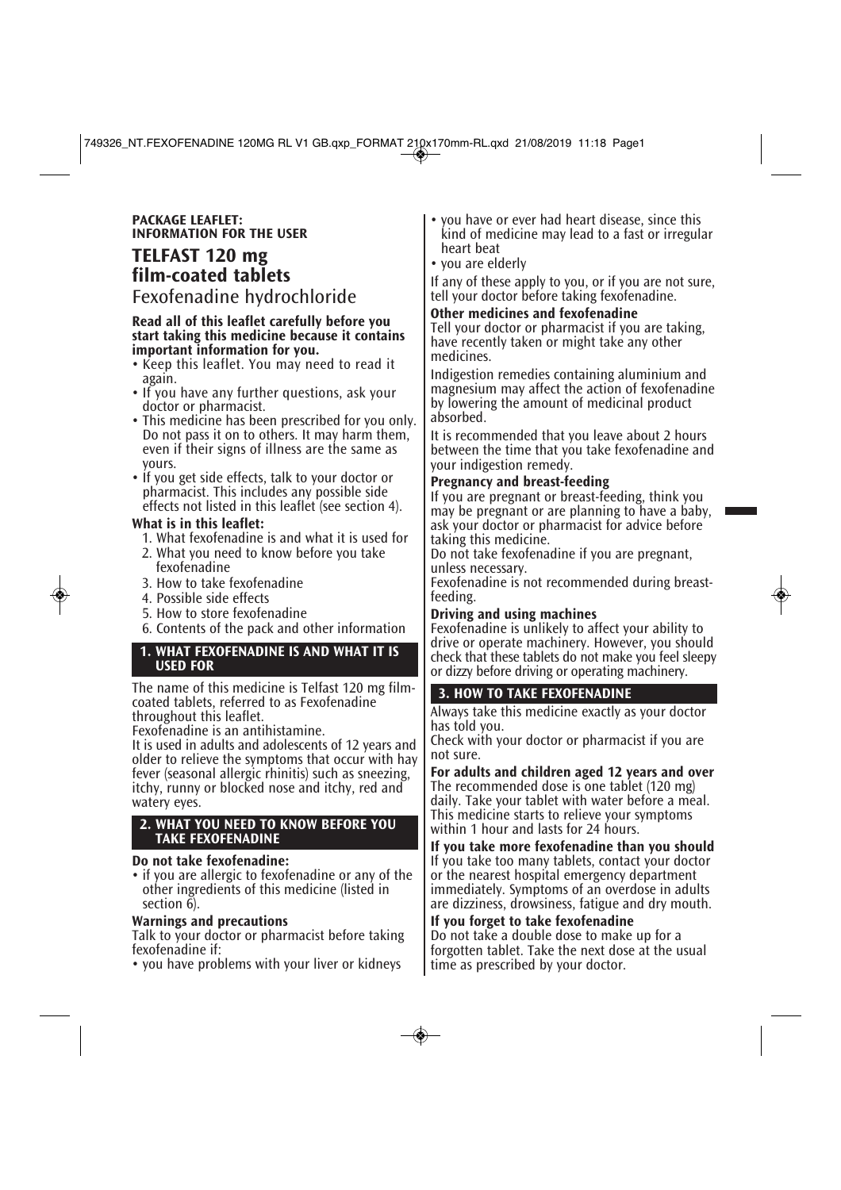**PACKAGE LEAFLET:**
**INFORMATION FOR THE USER**

# TELFAST 120 mg film-coated tablets

Fexofenadine hydrochloride

**Read all of this leaflet carefully before you start taking this medicine because it contains important information for you.**

- Keep this leaflet. You may need to read it again.
- If you have any further questions, ask your doctor or pharmacist.
- This medicine has been prescribed for you only. Do not pass it on to others. It may harm them, even if their signs of illness are the same as yours.
- If you get side effects, talk to your doctor or pharmacist. This includes any possible side effects not listed in this leaflet (see section 4).

**What is in this leaflet:**

1. What fexofenadine is and what it is used for
2. What you need to know before you take fexofenadine
3. How to take fexofenadine
4. Possible side effects
5. How to store fexofenadine
6. Contents of the pack and other information

## 1. WHAT FEXOFENADINE IS AND WHAT IT IS USED FOR

The name of this medicine is Telfast 120 mg film-coated tablets, referred to as Fexofenadine throughout this leaflet.

Fexofenadine is an antihistamine.

It is used in adults and adolescents of 12 years and older to relieve the symptoms that occur with hay fever (seasonal allergic rhinitis) such as sneezing, itchy, runny or blocked nose and itchy, red and watery eyes.

## 2. WHAT YOU NEED TO KNOW BEFORE YOU TAKE FEXOFENADINE

**Do not take fexofenadine:**

- if you are allergic to fexofenadine or any of the other ingredients of this medicine (listed in section 6).

**Warnings and precautions**

Talk to your doctor or pharmacist before taking fexofenadine if:

- you have problems with your liver or kidneys
- you have or ever had heart disease, since this kind of medicine may lead to a fast or irregular heart beat
- you are elderly

If any of these apply to you, or if you are not sure, tell your doctor before taking fexofenadine.

**Other medicines and fexofenadine**

Tell your doctor or pharmacist if you are taking, have recently taken or might take any other medicines.

Indigestion remedies containing aluminium and magnesium may affect the action of fexofenadine by lowering the amount of medicinal product absorbed.

It is recommended that you leave about 2 hours between the time that you take fexofenadine and your indigestion remedy.

**Pregnancy and breast-feeding**

If you are pregnant or breast-feeding, think you may be pregnant or are planning to have a baby, ask your doctor or pharmacist for advice before taking this medicine.

Do not take fexofenadine if you are pregnant, unless necessary.

Fexofenadine is not recommended during breast-feeding.

**Driving and using machines**

Fexofenadine is unlikely to affect your ability to drive or operate machinery. However, you should check that these tablets do not make you feel sleepy or dizzy before driving or operating machinery.

## 3. HOW TO TAKE FEXOFENADINE

Always take this medicine exactly as your doctor has told you.

Check with your doctor or pharmacist if you are not sure.

**For adults and children aged 12 years and over**

The recommended dose is one tablet (120 mg) daily. Take your tablet with water before a meal. This medicine starts to relieve your symptoms within 1 hour and lasts for 24 hours.

**If you take more fexofenadine than you should**

If you take too many tablets, contact your doctor or the nearest hospital emergency department immediately. Symptoms of an overdose in adults are dizziness, drowsiness, fatigue and dry mouth.

**If you forget to take fexofenadine**

Do not take a double dose to make up for a forgotten tablet. Take the next dose at the usual time as prescribed by your doctor.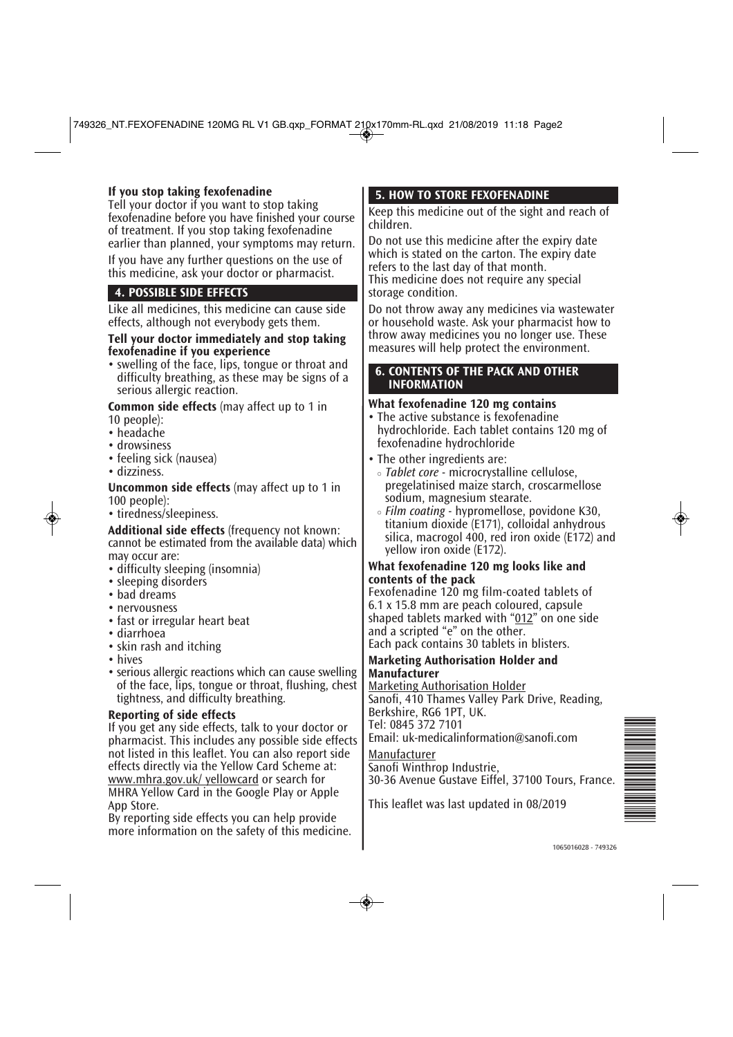#### If you stop taking fexofenadine

Tell your doctor if you want to stop taking fexofenadine before you have finished your course of treatment. If you stop taking fexofenadine earlier than planned, your symptoms may return.

If you have any further questions on the use of this medicine, ask your doctor or pharmacist.

## 4. POSSIBLE SIDE EFFECTS

Like all medicines, this medicine can cause side effects, although not everybody gets them.

**Tell your doctor immediately and stop taking fexofenadine if you experience**

- swelling of the face, lips, tongue or throat and difficulty breathing, as these may be signs of a serious allergic reaction.

**Common side effects** (may affect up to 1 in 10 people):

- headache
- drowsiness
- feeling sick (nausea)
- dizziness.

**Uncommon side effects** (may affect up to 1 in 100 people):

- tiredness/sleepiness.

**Additional side effects** (frequency not known: cannot be estimated from the available data) which may occur are:

- difficulty sleeping (insomnia)
- sleeping disorders
- bad dreams
- nervousness
- fast or irregular heart beat
- diarrhoea
- skin rash and itching
- hives
- serious allergic reactions which can cause swelling of the face, lips, tongue or throat, flushing, chest tightness, and difficulty breathing.

#### Reporting of side effects

If you get any side effects, talk to your doctor or pharmacist. This includes any possible side effects not listed in this leaflet. You can also report side effects directly via the Yellow Card Scheme at: www.mhra.gov.uk/ yellowcard or search for MHRA Yellow Card in the Google Play or Apple App Store.

By reporting side effects you can help provide more information on the safety of this medicine.

## 5. HOW TO STORE FEXOFENADINE

Keep this medicine out of the sight and reach of children.

Do not use this medicine after the expiry date which is stated on the carton. The expiry date refers to the last day of that month.
This medicine does not require any special storage condition.

Do not throw away any medicines via wastewater or household waste. Ask your pharmacist how to throw away medicines you no longer use. These measures will help protect the environment.

## 6. CONTENTS OF THE PACK AND OTHER INFORMATION

#### What fexofenadine 120 mg contains

- The active substance is fexofenadine hydrochloride. Each tablet contains 120 mg of fexofenadine hydrochloride
- The other ingredients are:
  - *Tablet core* - microcrystalline cellulose, pregelatinised maize starch, croscarmellose sodium, magnesium stearate.
  - *Film coating* - hypromellose, povidone K30, titanium dioxide (E171), colloidal anhydrous silica, macrogol 400, red iron oxide (E172) and yellow iron oxide (E172).

#### What fexofenadine 120 mg looks like and contents of the pack

Fexofenadine 120 mg film-coated tablets of 6.1 x 15.8 mm are peach coloured, capsule shaped tablets marked with "012" on one side and a scripted "e" on the other.
Each pack contains 30 tablets in blisters.

#### Marketing Authorisation Holder and Manufacturer

Marketing Authorisation Holder
Sanofi, 410 Thames Valley Park Drive, Reading, Berkshire, RG6 1PT, UK.
Tel: 0845 372 7101
Email: uk-medicalinformation@sanofi.com

Manufacturer
Sanofi Winthrop Industrie,
30-36 Avenue Gustave Eiffel, 37100 Tours, France.

This leaflet was last updated in 08/2019

1065016028 - 749326